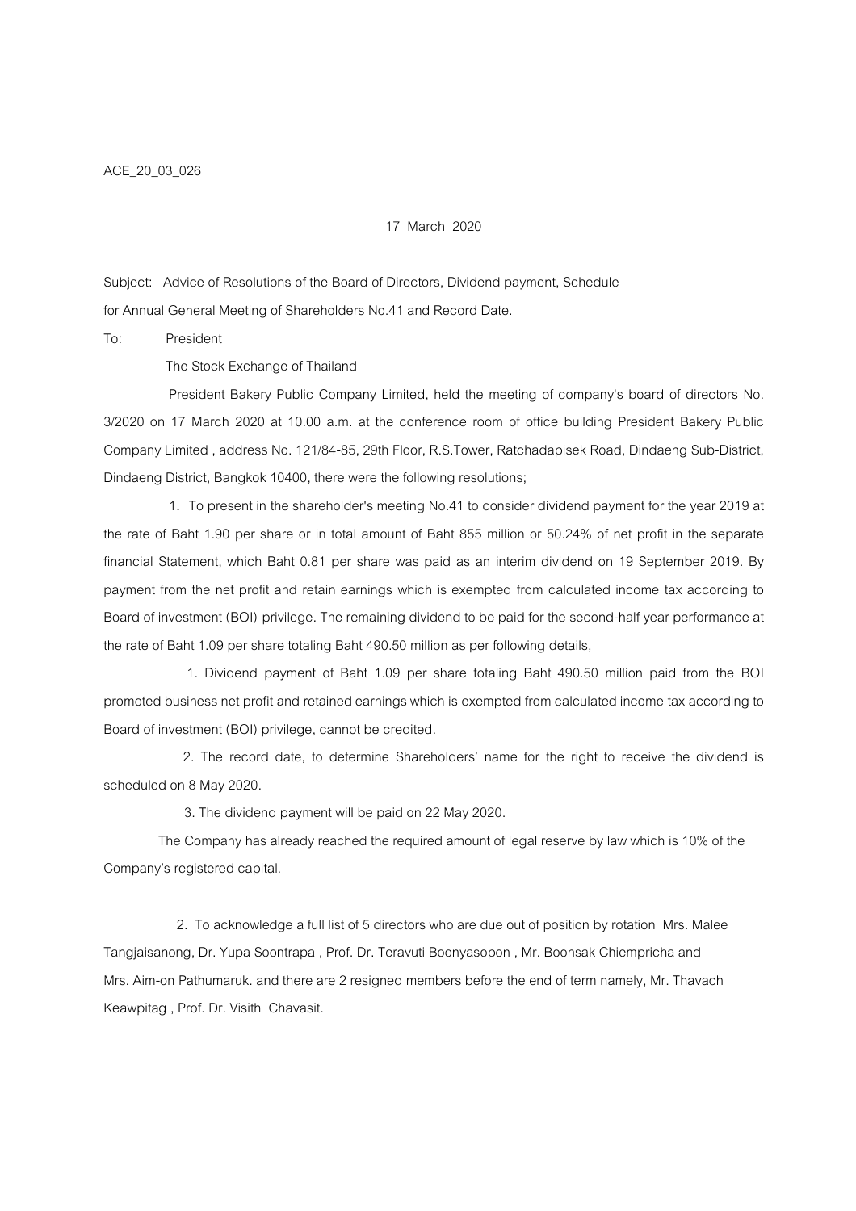ACE_20_03_026

17 March 2020

Subject: Advice of Resolutions of the Board of Directors, Dividend payment, Schedule for Annual General Meeting of Shareholders No.41 and Record Date.

To: President

The Stock Exchange of Thailand

President Bakery Public Company Limited, held the meeting of company's board of directors No. 3/2020 on 17 March 2020 at 10.00 a.m. at the conference room of office building President Bakery Public Company Limited , address No. 121/84-85, 29th Floor, R.S.Tower, Ratchadapisek Road, Dindaeng Sub-District, Dindaeng District, Bangkok 10400, there were the following resolutions;

1. To present in the shareholder's meeting No.41 to consider dividend payment for the year 2019 at the rate of Baht 1.90 per share or in total amount of Baht 855 million or 50.24% of net profit in the separate financial Statement, which Baht 0.81 per share was paid as an interim dividend on 19 September 2019. By payment from the net profit and retain earnings which is exempted from calculated income tax according to Board of investment (BOI) privilege. The remaining dividend to be paid for the second-half year performance at the rate of Baht 1.09 per share totaling Baht 490.50 million as per following details,

1. Dividend payment of Baht 1.09 per share totaling Baht 490.50 million paid from the BOI promoted business net profit and retained earnings which is exempted from calculated income tax according to Board of investment (BOI) privilege, cannot be credited.

2. The record date, to determine Shareholders' name for the right to receive the dividend is scheduled on 8 May 2020.

3. The dividend payment will be paid on 22 May 2020.

The Company has already reached the required amount of legal reserve by law which is 10% of the Company's registered capital.

2. To acknowledge a full list of 5 directors who are due out of position by rotation Mrs. Malee Tangjaisanong, Dr. Yupa Soontrapa , Prof. Dr. Teravuti Boonyasopon , Mr. Boonsak Chiempricha and Mrs. Aim-on Pathumaruk. and there are 2 resigned members before the end of term namely, Mr. Thavach Keawpitag , Prof. Dr. Visith Chavasit.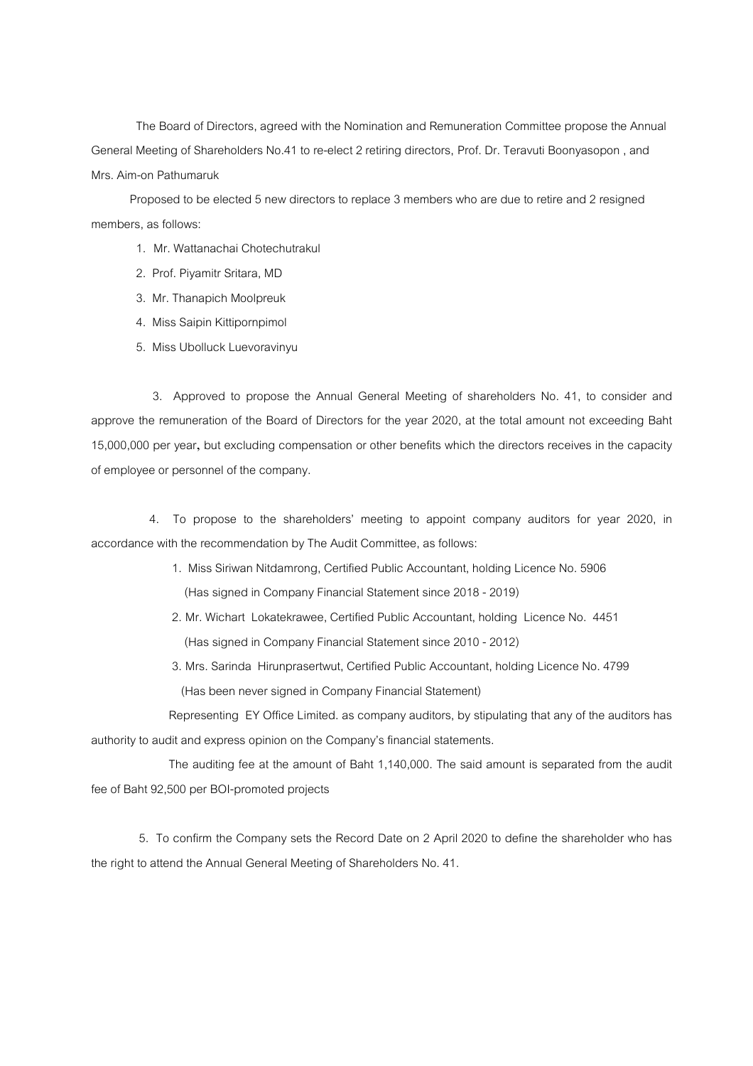The Board of Directors, agreed with the Nomination and Remuneration Committee propose the Annual General Meeting of Shareholders No.41 to re-elect 2 retiring directors, Prof. Dr. Teravuti Boonyasopon , and Mrs. Aim-on Pathumaruk

Proposed to be elected 5 new directors to replace 3 members who are due to retire and 2 resigned members, as follows:

1. Mr. Wattanachai Chotechutrakul
2. Prof. Piyamitr Sritara, MD
3. Mr. Thanapich Moolpreuk
4. Miss Saipin Kittipornpimol
5. Miss Ubolluck Luevoravinyu

3. Approved to propose the Annual General Meeting of shareholders No. 41, to consider and approve the remuneration of the Board of Directors for the year 2020, at the total amount not exceeding Baht 15,000,000 per year**,** but excluding compensation or other benefits which the directors receives in the capacity of employee or personnel of the company.

4. To propose to the shareholders' meeting to appoint company auditors for year 2020, in accordance with the recommendation by The Audit Committee, as follows:

1. Miss Siriwan Nitdamrong, Certified Public Accountant, holding Licence No. 5906
   (Has signed in Company Financial Statement since 2018 - 2019)
2. Mr. Wichart Lokatekrawee, Certified Public Accountant, holding Licence No. 4451
   (Has signed in Company Financial Statement since 2010 - 2012)
3. Mrs. Sarinda Hirunprasertwut, Certified Public Accountant, holding Licence No. 4799
   (Has been never signed in Company Financial Statement)

Representing EY Office Limited. as company auditors, by stipulating that any of the auditors has authority to audit and express opinion on the Company's financial statements.

The auditing fee at the amount of Baht 1,140,000. The said amount is separated from the audit fee of Baht 92,500 per BOI-promoted projects

5. To confirm the Company sets the Record Date on 2 April 2020 to define the shareholder who has the right to attend the Annual General Meeting of Shareholders No. 41.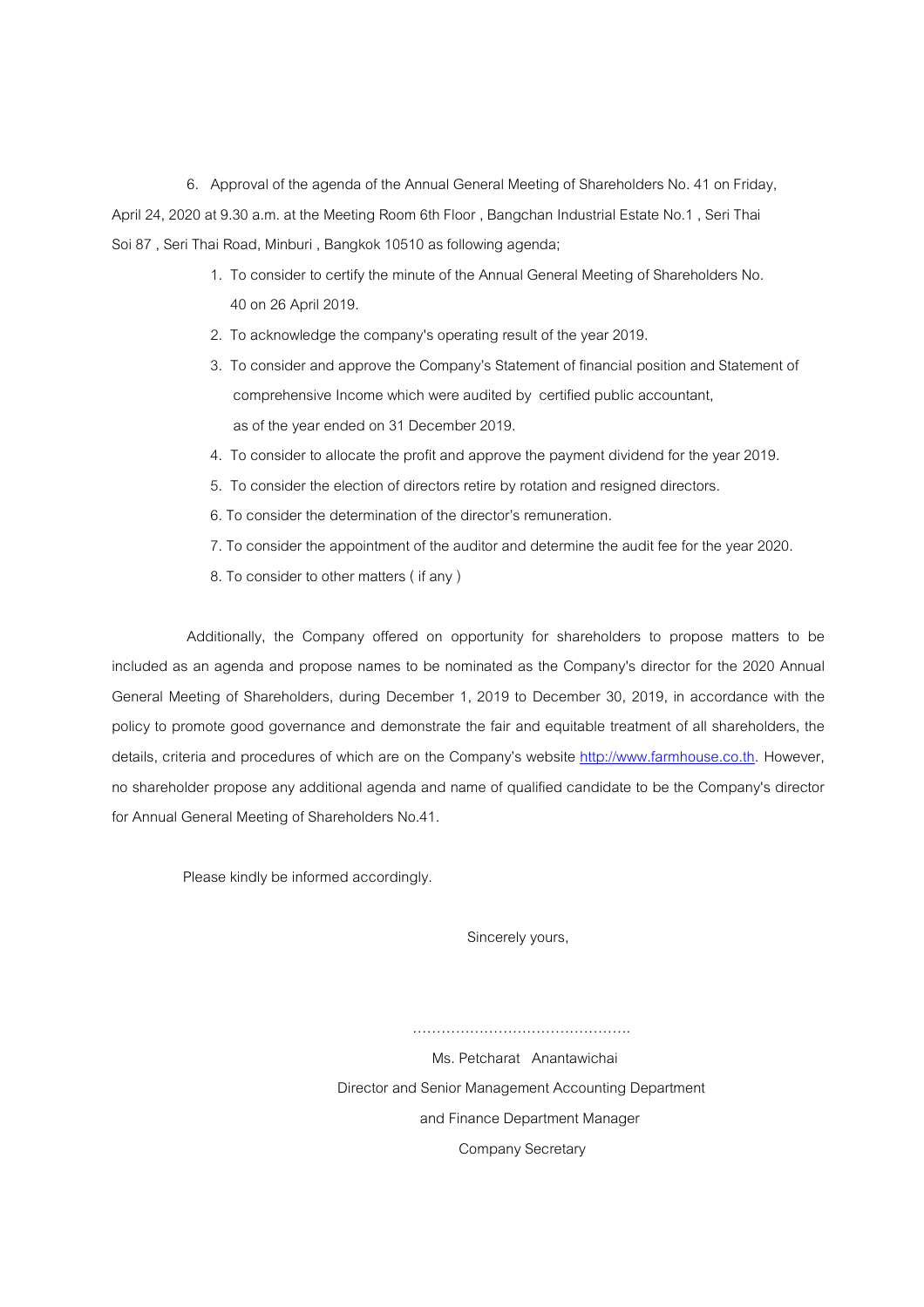6. Approval of the agenda of the Annual General Meeting of Shareholders No. 41 on Friday, April 24, 2020 at 9.30 a.m. at the Meeting Room 6th Floor , Bangchan Industrial Estate No.1 , Seri Thai Soi 87 , Seri Thai Road, Minburi , Bangkok 10510 as following agenda;

1. To consider to certify the minute of the Annual General Meeting of Shareholders No. 40 on 26 April 2019.
2. To acknowledge the company's operating result of the year 2019.
3. To consider and approve the Company's Statement of financial position and Statement of comprehensive Income which were audited by certified public accountant, as of the year ended on 31 December 2019.
4. To consider to allocate the profit and approve the payment dividend for the year 2019.
5. To consider the election of directors retire by rotation and resigned directors.
6. To consider the determination of the director's remuneration.
7. To consider the appointment of the auditor and determine the audit fee for the year 2020.
8. To consider to other matters ( if any )

Additionally, the Company offered on opportunity for shareholders to propose matters to be included as an agenda and propose names to be nominated as the Company's director for the 2020 Annual General Meeting of Shareholders, during December 1, 2019 to December 30, 2019, in accordance with the policy to promote good governance and demonstrate the fair and equitable treatment of all shareholders, the details, criteria and procedures of which are on the Company's website http://www.farmhouse.co.th. However, no shareholder propose any additional agenda and name of qualified candidate to be the Company's director for Annual General Meeting of Shareholders No.41.

Please kindly be informed accordingly.

Sincerely yours,

……………………………………….

Ms. Petcharat Anantawichai

Director and Senior Management Accounting Department

and Finance Department Manager

Company Secretary